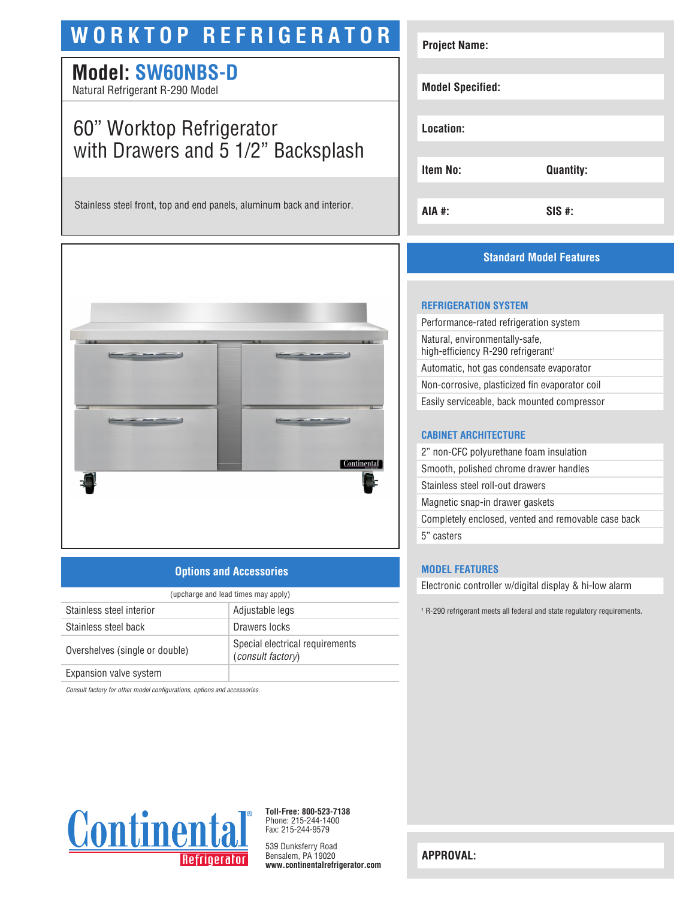# WORKTOP REFRIGERATOR

## Model: SW60NBS-D

Natural Refrigerant R-290 Model

## 60" Worktop Refrigerator with Drawers and 5 1/2" Backsplash

Stainless steel front, top and end panels, aluminum back and interior.

| Project Name: | |
|---|---|
| Model Specified: | |
| Location: | |
| Item No: | Quantity: |
| AIA #: | SIS #: |

## Standard Model Features

### REFRIGERATION SYSTEM

- Performance-rated refrigeration system
- Natural, environmentally-safe, high-efficiency R-290 refrigerant[1]
- Automatic, hot gas condensate evaporator
- Non-corrosive, plasticized fin evaporator coil
- Easily serviceable, back mounted compressor

### CABINET ARCHITECTURE

- 2" non-CFC polyurethane foam insulation
- Smooth, polished chrome drawer handles
- Stainless steel roll-out drawers
- Magnetic snap-in drawer gaskets
- Completely enclosed, vented and removable case back
- 5" casters

### MODEL FEATURES

- Electronic controller w/digital display & hi-low alarm

[1] R-290 refrigerant meets all federal and state regulatory requirements.

## Options and Accessories

(upcharge and lead times may apply)

| | |
|---|---|
| Stainless steel interior | Adjustable legs |
| Stainless steel back | Drawers locks |
| Overshelves (single or double) | Special electrical requirements (*consult factory*) |
| Expansion valve system | |

*Consult factory for other model configurations, options and accessories.*

**Continental Refrigerator**

**Toll-Free: 800-523-7138**
Phone: 215-244-1400
Fax: 215-244-9579

539 Dunksferry Road
Bensalem, PA 19020
**www.continentalrefrigerator.com**

**APPROVAL:**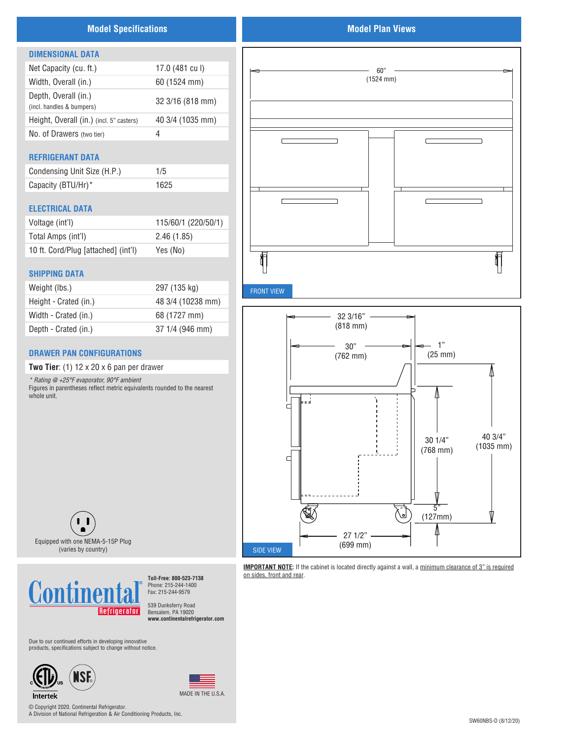## Model Specifications

### DIMENSIONAL DATA

| | |
|---|---|
| Net Capacity (cu. ft.) | 17.0 (481 cu l) |
| Width, Overall (in.) | 60 (1524 mm) |
| Depth, Overall (in.) (incl. handles & bumpers) | 32 3/16 (818 mm) |
| Height, Overall (in.) (incl. 5" casters) | 40 3/4 (1035 mm) |
| No. of Drawers (two tier) | 4 |

### REFRIGERANT DATA

| | |
|---|---|
| Condensing Unit Size (H.P.) | 1/5 |
| Capacity (BTU/Hr)* | 1625 |

### ELECTRICAL DATA

| | |
|---|---|
| Voltage (int'l) | 115/60/1 (220/50/1) |
| Total Amps (int'l) | 2.46 (1.85) |
| 10 ft. Cord/Plug [attached] (int'l) | Yes (No) |

### SHIPPING DATA

| | |
|---|---|
| Weight (lbs.) | 297 (135 kg) |
| Height - Crated (in.) | 48 3/4 (10238 mm) |
| Width - Crated (in.) | 68 (1727 mm) |
| Depth - Crated (in.) | 37 1/4 (946 mm) |

### DRAWER PAN CONFIGURATIONS

**Two Tier**: (1) 12 x 20 x 6 pan per drawer

*\* Rating @ +25°F evaporator, 90°F ambient*

Figures in parentheses reflect metric equivalents rounded to the nearest whole unit.

Equipped with one NEMA-5-15P Plug (varies by country)

## Model Plan Views

FRONT VIEW

60" (1524 mm)

SIDE VIEW

32 3/16" (818 mm)

30" (762 mm)

1" (25 mm)

30 1/4" (768 mm)

40 3/4" (1035 mm)

5" (127mm)

27 1/2" (699 mm)

**IMPORTANT NOTE:** If the cabinet is located directly against a wall, a minimum clearance of 3" is required on sides, front and rear.

Continental Refrigerator

**Toll-Free: 800-523-7138**
Phone: 215-244-1400
Fax: 215-244-9579

539 Dunksferry Road
Bensalem, PA 19020
**www.continentalrefrigerator.com**

Due to our continued efforts in developing innovative products, specifications subject to change without notice.

Intertek

MADE IN THE U.S.A.

© Copyright 2020. Continental Refrigerator.
A Division of National Refrigeration & Air Conditioning Products, Inc.

SW60NBS-D (8/12/20)